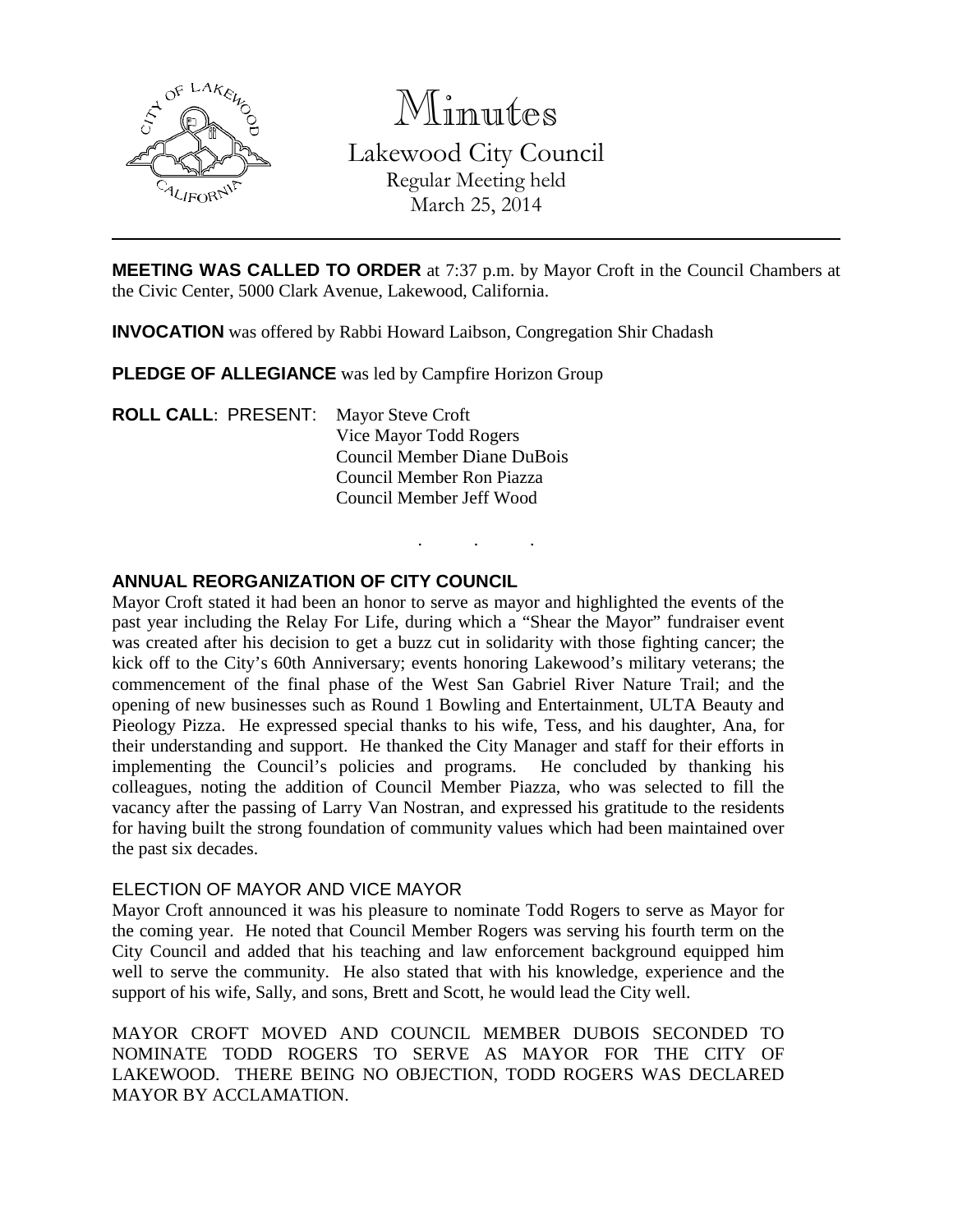# Minutes

## Lakewood City Council

Regular Meeting held
March 25, 2014

---

**MEETING WAS CALLED TO ORDER** at 7:37 p.m. by Mayor Croft in the Council Chambers at the Civic Center, 5000 Clark Avenue, Lakewood, California.

**INVOCATION** was offered by Rabbi Howard Laibson, Congregation Shir Chadash

**PLEDGE OF ALLEGIANCE** was led by Campfire Horizon Group

**ROLL CALL**: PRESENT:
Mayor Steve Croft
Vice Mayor Todd Rogers
Council Member Diane DuBois
Council Member Ron Piazza
Council Member Jeff Wood

. . .

**ANNUAL REORGANIZATION OF CITY COUNCIL**

Mayor Croft stated it had been an honor to serve as mayor and highlighted the events of the past year including the Relay For Life, during which a "Shear the Mayor" fundraiser event was created after his decision to get a buzz cut in solidarity with those fighting cancer; the kick off to the City's 60th Anniversary; events honoring Lakewood's military veterans; the commencement of the final phase of the West San Gabriel River Nature Trail; and the opening of new businesses such as Round 1 Bowling and Entertainment, ULTA Beauty and Pieology Pizza. He expressed special thanks to his wife, Tess, and his daughter, Ana, for their understanding and support. He thanked the City Manager and staff for their efforts in implementing the Council's policies and programs. He concluded by thanking his colleagues, noting the addition of Council Member Piazza, who was selected to fill the vacancy after the passing of Larry Van Nostran, and expressed his gratitude to the residents for having built the strong foundation of community values which had been maintained over the past six decades.

ELECTION OF MAYOR AND VICE MAYOR

Mayor Croft announced it was his pleasure to nominate Todd Rogers to serve as Mayor for the coming year. He noted that Council Member Rogers was serving his fourth term on the City Council and added that his teaching and law enforcement background equipped him well to serve the community. He also stated that with his knowledge, experience and the support of his wife, Sally, and sons, Brett and Scott, he would lead the City well.

MAYOR CROFT MOVED AND COUNCIL MEMBER DUBOIS SECONDED TO NOMINATE TODD ROGERS TO SERVE AS MAYOR FOR THE CITY OF LAKEWOOD. THERE BEING NO OBJECTION, TODD ROGERS WAS DECLARED MAYOR BY ACCLAMATION.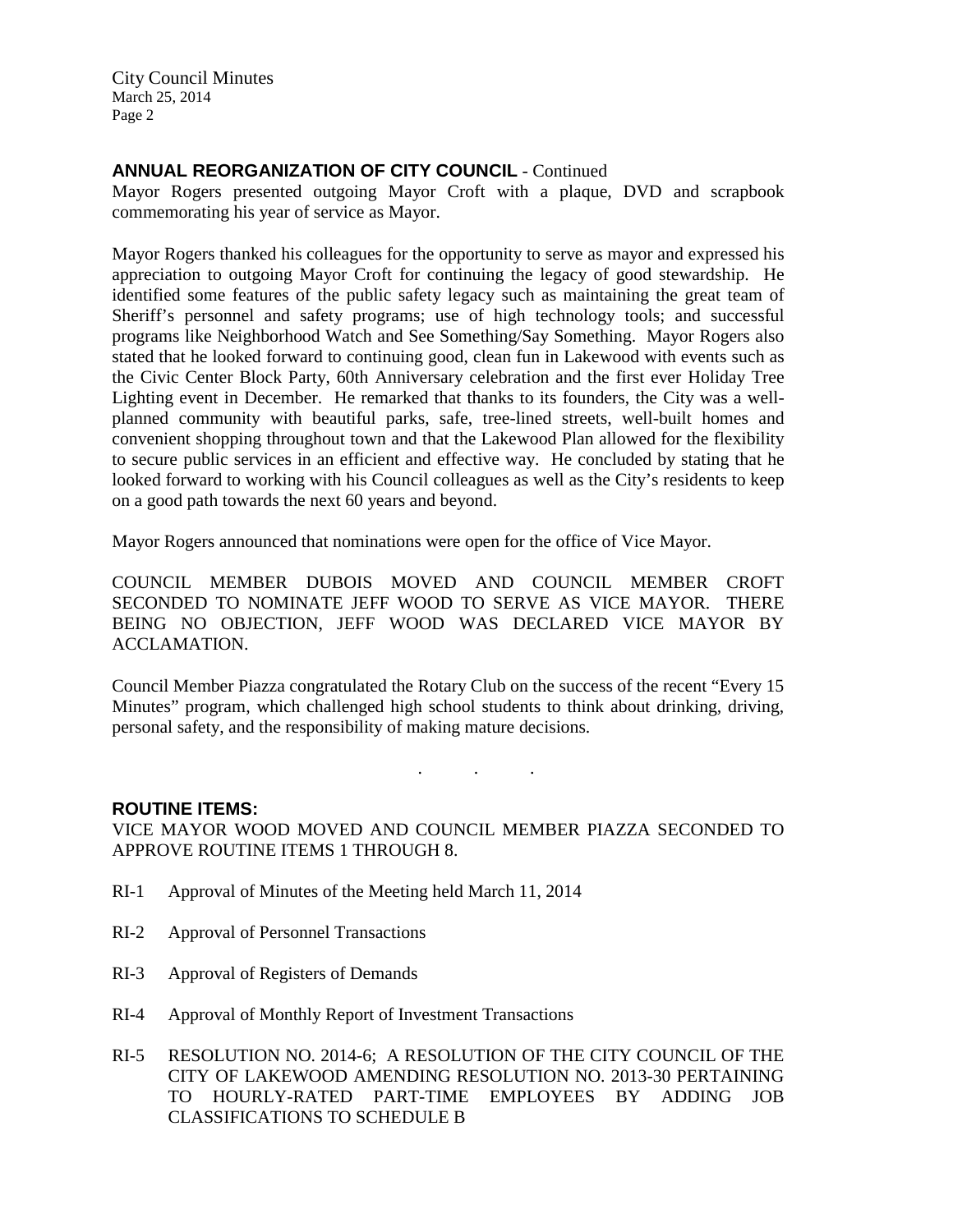**ANNUAL REORGANIZATION OF CITY COUNCIL** - Continued

Mayor Rogers presented outgoing Mayor Croft with a plaque, DVD and scrapbook commemorating his year of service as Mayor.

Mayor Rogers thanked his colleagues for the opportunity to serve as mayor and expressed his appreciation to outgoing Mayor Croft for continuing the legacy of good stewardship. He identified some features of the public safety legacy such as maintaining the great team of Sheriff's personnel and safety programs; use of high technology tools; and successful programs like Neighborhood Watch and See Something/Say Something. Mayor Rogers also stated that he looked forward to continuing good, clean fun in Lakewood with events such as the Civic Center Block Party, 60th Anniversary celebration and the first ever Holiday Tree Lighting event in December. He remarked that thanks to its founders, the City was a well-planned community with beautiful parks, safe, tree-lined streets, well-built homes and convenient shopping throughout town and that the Lakewood Plan allowed for the flexibility to secure public services in an efficient and effective way. He concluded by stating that he looked forward to working with his Council colleagues as well as the City's residents to keep on a good path towards the next 60 years and beyond.

Mayor Rogers announced that nominations were open for the office of Vice Mayor.

COUNCIL MEMBER DUBOIS MOVED AND COUNCIL MEMBER CROFT SECONDED TO NOMINATE JEFF WOOD TO SERVE AS VICE MAYOR. THERE BEING NO OBJECTION, JEFF WOOD WAS DECLARED VICE MAYOR BY ACCLAMATION.

Council Member Piazza congratulated the Rotary Club on the success of the recent "Every 15 Minutes" program, which challenged high school students to think about drinking, driving, personal safety, and the responsibility of making mature decisions.

. . .

**ROUTINE ITEMS:**

VICE MAYOR WOOD MOVED AND COUNCIL MEMBER PIAZZA SECONDED TO APPROVE ROUTINE ITEMS 1 THROUGH 8.

RI-1 Approval of Minutes of the Meeting held March 11, 2014

RI-2 Approval of Personnel Transactions

RI-3 Approval of Registers of Demands

RI-4 Approval of Monthly Report of Investment Transactions

RI-5 RESOLUTION NO. 2014-6; A RESOLUTION OF THE CITY COUNCIL OF THE CITY OF LAKEWOOD AMENDING RESOLUTION NO. 2013-30 PERTAINING TO HOURLY-RATED PART-TIME EMPLOYEES BY ADDING JOB CLASSIFICATIONS TO SCHEDULE B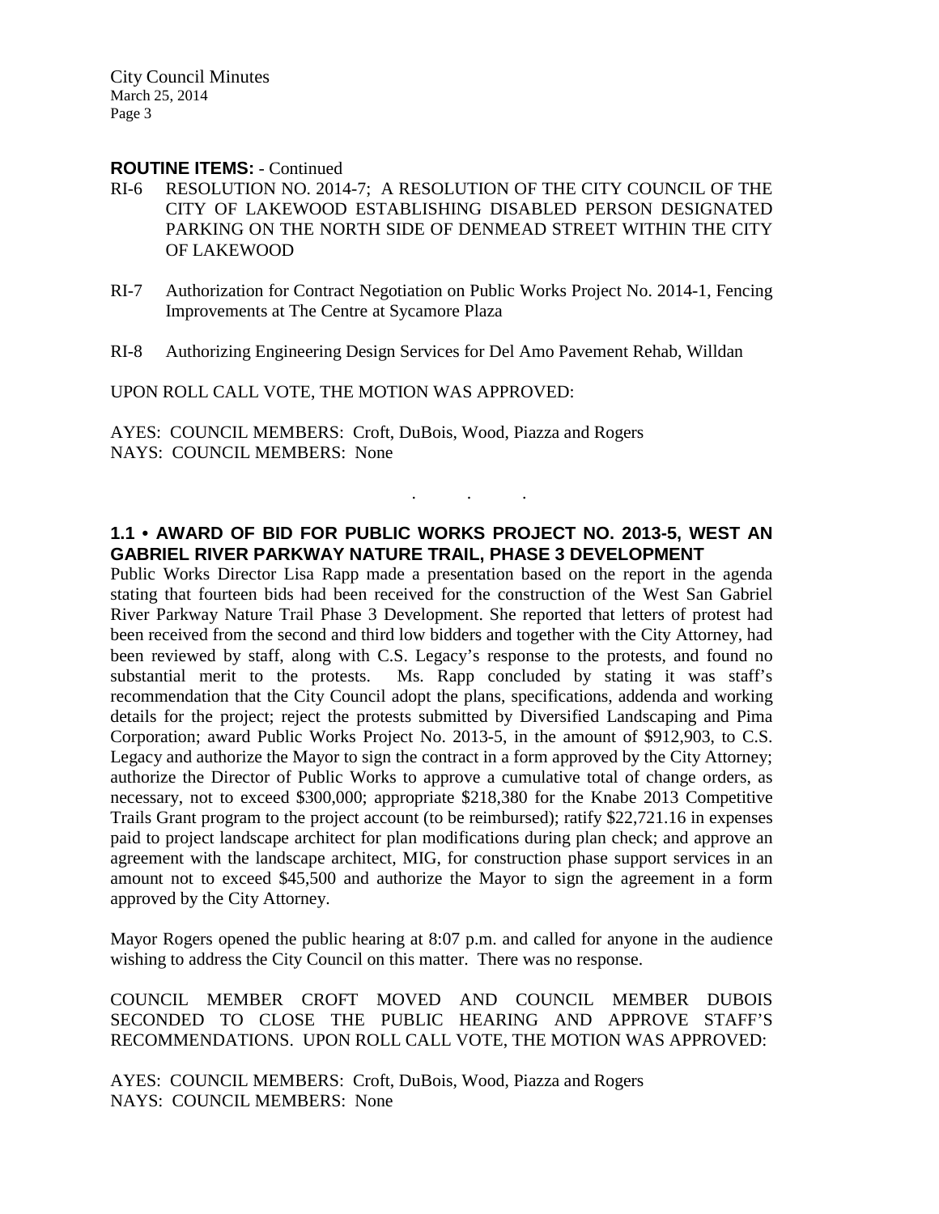**ROUTINE ITEMS:** - Continued

RI-6 RESOLUTION NO. 2014-7; A RESOLUTION OF THE CITY COUNCIL OF THE CITY OF LAKEWOOD ESTABLISHING DISABLED PERSON DESIGNATED PARKING ON THE NORTH SIDE OF DENMEAD STREET WITHIN THE CITY OF LAKEWOOD

RI-7 Authorization for Contract Negotiation on Public Works Project No. 2014-1, Fencing Improvements at The Centre at Sycamore Plaza

RI-8 Authorizing Engineering Design Services for Del Amo Pavement Rehab, Willdan

UPON ROLL CALL VOTE, THE MOTION WAS APPROVED:

AYES: COUNCIL MEMBERS: Croft, DuBois, Wood, Piazza and Rogers
NAYS: COUNCIL MEMBERS: None

. . .

**1.1 • AWARD OF BID FOR PUBLIC WORKS PROJECT NO. 2013-5, WEST AN GABRIEL RIVER PARKWAY NATURE TRAIL, PHASE 3 DEVELOPMENT**

Public Works Director Lisa Rapp made a presentation based on the report in the agenda stating that fourteen bids had been received for the construction of the West San Gabriel River Parkway Nature Trail Phase 3 Development. She reported that letters of protest had been received from the second and third low bidders and together with the City Attorney, had been reviewed by staff, along with C.S. Legacy's response to the protests, and found no substantial merit to the protests. Ms. Rapp concluded by stating it was staff's recommendation that the City Council adopt the plans, specifications, addenda and working details for the project; reject the protests submitted by Diversified Landscaping and Pima Corporation; award Public Works Project No. 2013-5, in the amount of \$912,903, to C.S. Legacy and authorize the Mayor to sign the contract in a form approved by the City Attorney; authorize the Director of Public Works to approve a cumulative total of change orders, as necessary, not to exceed \$300,000; appropriate \$218,380 for the Knabe 2013 Competitive Trails Grant program to the project account (to be reimbursed); ratify \$22,721.16 in expenses paid to project landscape architect for plan modifications during plan check; and approve an agreement with the landscape architect, MIG, for construction phase support services in an amount not to exceed \$45,500 and authorize the Mayor to sign the agreement in a form approved by the City Attorney.

Mayor Rogers opened the public hearing at 8:07 p.m. and called for anyone in the audience wishing to address the City Council on this matter. There was no response.

COUNCIL MEMBER CROFT MOVED AND COUNCIL MEMBER DUBOIS SECONDED TO CLOSE THE PUBLIC HEARING AND APPROVE STAFF'S RECOMMENDATIONS. UPON ROLL CALL VOTE, THE MOTION WAS APPROVED:

AYES: COUNCIL MEMBERS: Croft, DuBois, Wood, Piazza and Rogers
NAYS: COUNCIL MEMBERS: None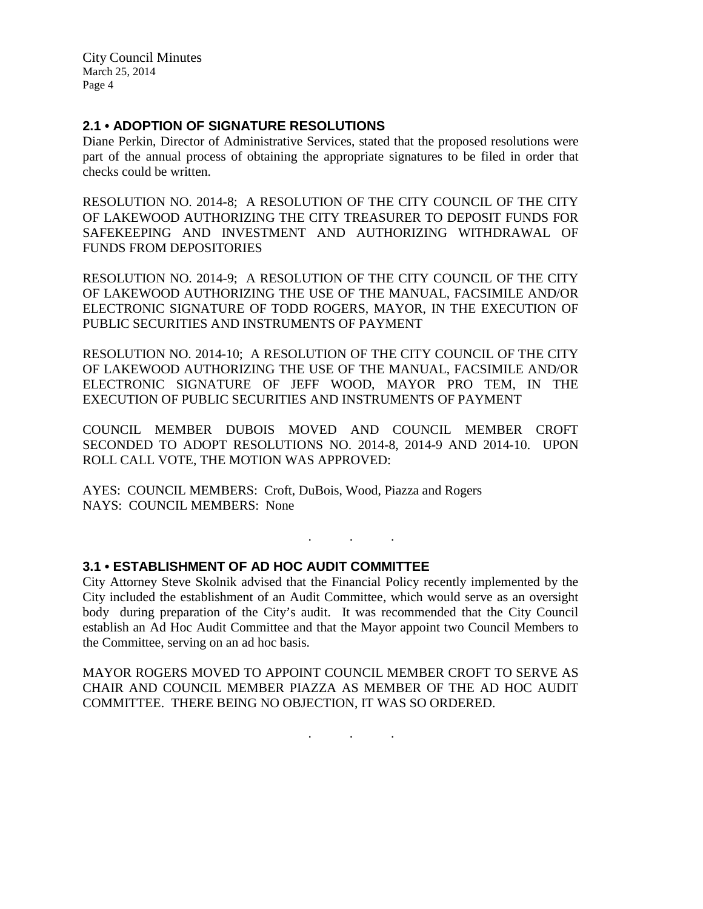## 2.1 • ADOPTION OF SIGNATURE RESOLUTIONS

Diane Perkin, Director of Administrative Services, stated that the proposed resolutions were part of the annual process of obtaining the appropriate signatures to be filed in order that checks could be written.

RESOLUTION NO. 2014-8; A RESOLUTION OF THE CITY COUNCIL OF THE CITY OF LAKEWOOD AUTHORIZING THE CITY TREASURER TO DEPOSIT FUNDS FOR SAFEKEEPING AND INVESTMENT AND AUTHORIZING WITHDRAWAL OF FUNDS FROM DEPOSITORIES

RESOLUTION NO. 2014-9; A RESOLUTION OF THE CITY COUNCIL OF THE CITY OF LAKEWOOD AUTHORIZING THE USE OF THE MANUAL, FACSIMILE AND/OR ELECTRONIC SIGNATURE OF TODD ROGERS, MAYOR, IN THE EXECUTION OF PUBLIC SECURITIES AND INSTRUMENTS OF PAYMENT

RESOLUTION NO. 2014-10; A RESOLUTION OF THE CITY COUNCIL OF THE CITY OF LAKEWOOD AUTHORIZING THE USE OF THE MANUAL, FACSIMILE AND/OR ELECTRONIC SIGNATURE OF JEFF WOOD, MAYOR PRO TEM, IN THE EXECUTION OF PUBLIC SECURITIES AND INSTRUMENTS OF PAYMENT

COUNCIL MEMBER DUBOIS MOVED AND COUNCIL MEMBER CROFT SECONDED TO ADOPT RESOLUTIONS NO. 2014-8, 2014-9 AND 2014-10. UPON ROLL CALL VOTE, THE MOTION WAS APPROVED:

AYES: COUNCIL MEMBERS: Croft, DuBois, Wood, Piazza and Rogers
NAYS: COUNCIL MEMBERS: None

. . .

## 3.1 • ESTABLISHMENT OF AD HOC AUDIT COMMITTEE

City Attorney Steve Skolnik advised that the Financial Policy recently implemented by the City included the establishment of an Audit Committee, which would serve as an oversight body during preparation of the City's audit. It was recommended that the City Council establish an Ad Hoc Audit Committee and that the Mayor appoint two Council Members to the Committee, serving on an ad hoc basis.

MAYOR ROGERS MOVED TO APPOINT COUNCIL MEMBER CROFT TO SERVE AS CHAIR AND COUNCIL MEMBER PIAZZA AS MEMBER OF THE AD HOC AUDIT COMMITTEE. THERE BEING NO OBJECTION, IT WAS SO ORDERED.

. . .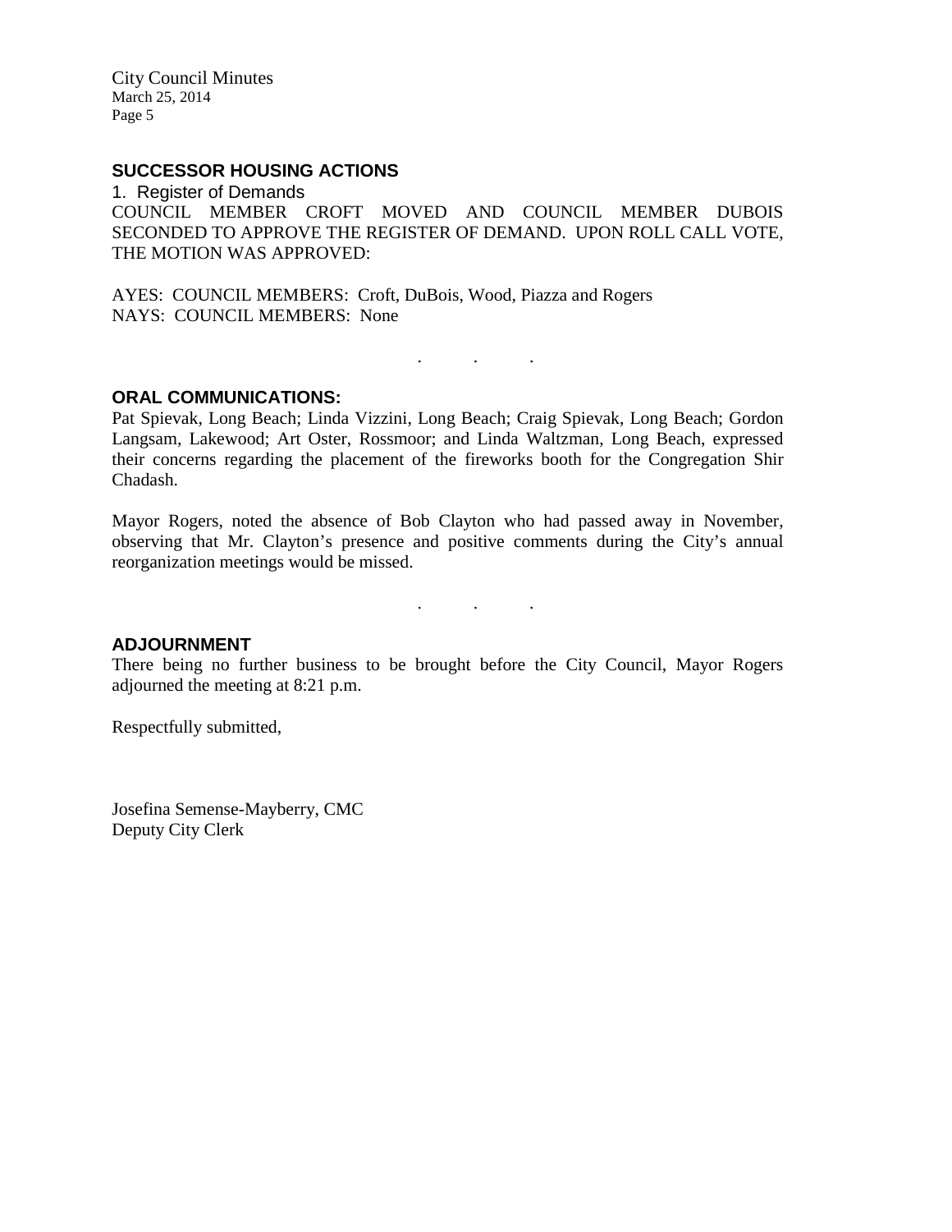## SUCCESSOR HOUSING ACTIONS

1. Register of Demands

COUNCIL MEMBER CROFT MOVED AND COUNCIL MEMBER DUBOIS SECONDED TO APPROVE THE REGISTER OF DEMAND. UPON ROLL CALL VOTE, THE MOTION WAS APPROVED:

AYES: COUNCIL MEMBERS: Croft, DuBois, Wood, Piazza and Rogers
NAYS: COUNCIL MEMBERS: None

. . .

## ORAL COMMUNICATIONS:

Pat Spievak, Long Beach; Linda Vizzini, Long Beach; Craig Spievak, Long Beach; Gordon Langsam, Lakewood; Art Oster, Rossmoor; and Linda Waltzman, Long Beach, expressed their concerns regarding the placement of the fireworks booth for the Congregation Shir Chadash.

Mayor Rogers, noted the absence of Bob Clayton who had passed away in November, observing that Mr. Clayton's presence and positive comments during the City's annual reorganization meetings would be missed.

. . .

## ADJOURNMENT

There being no further business to be brought before the City Council, Mayor Rogers adjourned the meeting at 8:21 p.m.

Respectfully submitted,

Josefina Semense-Mayberry, CMC
Deputy City Clerk